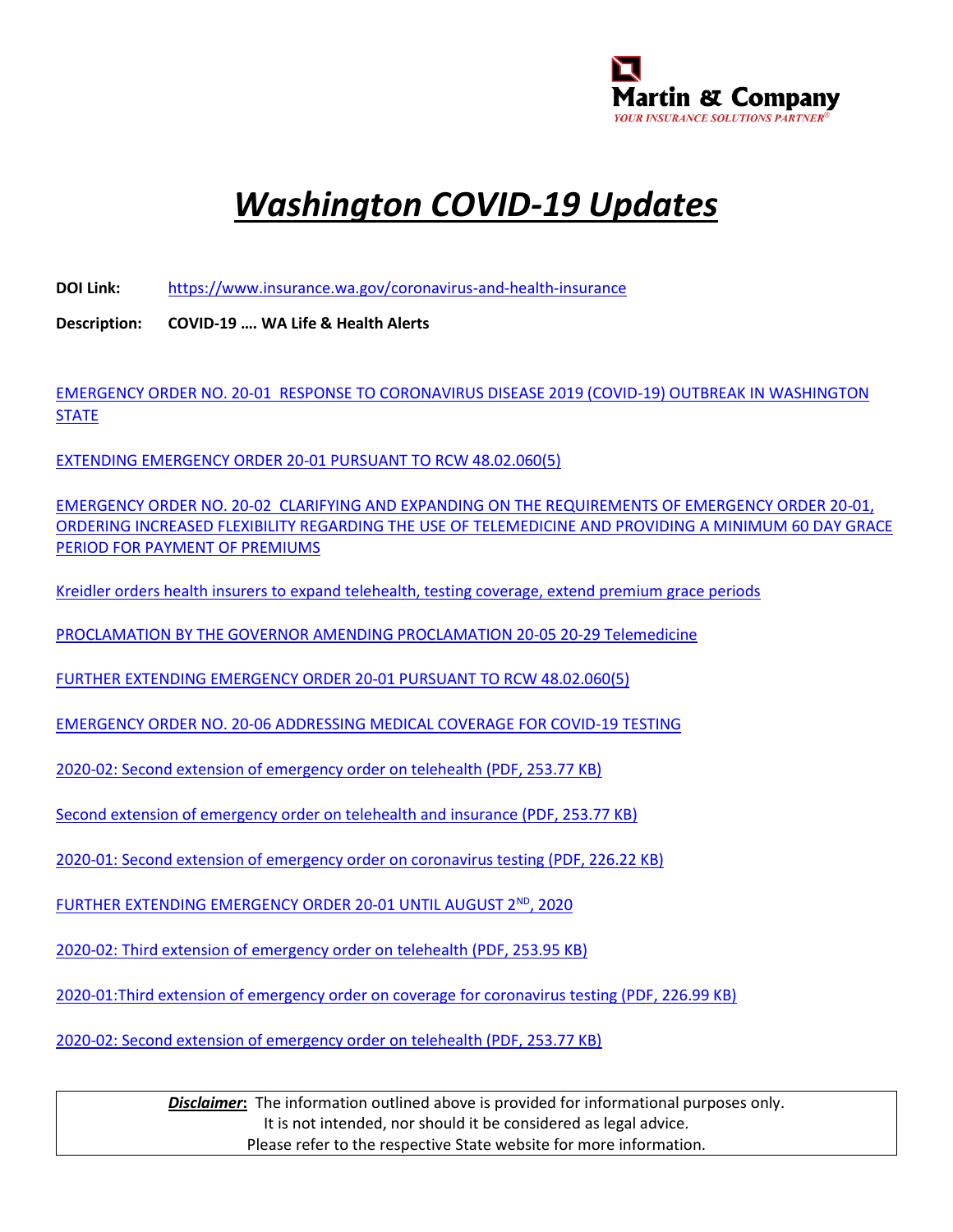Martin & Company
*YOUR INSURANCE SOLUTIONS PARTNER®*

# *Washington COVID-19 Updates*

**DOI Link:** https://www.insurance.wa.gov/coronavirus-and-health-insurance

**Description:** **COVID-19 …. WA Life & Health Alerts**

EMERGENCY ORDER NO. 20-01 RESPONSE TO CORONAVIRUS DISEASE 2019 (COVID-19) OUTBREAK IN WASHINGTON STATE

EXTENDING EMERGENCY ORDER 20-01 PURSUANT TO RCW 48.02.060(5)

EMERGENCY ORDER NO. 20-02 CLARIFYING AND EXPANDING ON THE REQUIREMENTS OF EMERGENCY ORDER 20-01, ORDERING INCREASED FLEXIBILITY REGARDING THE USE OF TELEMEDICINE AND PROVIDING A MINIMUM 60 DAY GRACE PERIOD FOR PAYMENT OF PREMIUMS

Kreidler orders health insurers to expand telehealth, testing coverage, extend premium grace periods

PROCLAMATION BY THE GOVERNOR AMENDING PROCLAMATION 20-05 20-29 Telemedicine

FURTHER EXTENDING EMERGENCY ORDER 20-01 PURSUANT TO RCW 48.02.060(5)

EMERGENCY ORDER NO. 20-06 ADDRESSING MEDICAL COVERAGE FOR COVID-19 TESTING

2020-02: Second extension of emergency order on telehealth (PDF, 253.77 KB)

Second extension of emergency order on telehealth and insurance (PDF, 253.77 KB)

2020-01: Second extension of emergency order on coronavirus testing (PDF, 226.22 KB)

FURTHER EXTENDING EMERGENCY ORDER 20-01 UNTIL AUGUST 2ND, 2020

2020-02: Third extension of emergency order on telehealth (PDF, 253.95 KB)

2020-01:Third extension of emergency order on coverage for coronavirus testing (PDF, 226.99 KB)

2020-02: Second extension of emergency order on telehealth (PDF, 253.77 KB)

***Disclaimer*:** The information outlined above is provided for informational purposes only.
It is not intended, nor should it be considered as legal advice.
Please refer to the respective State website for more information.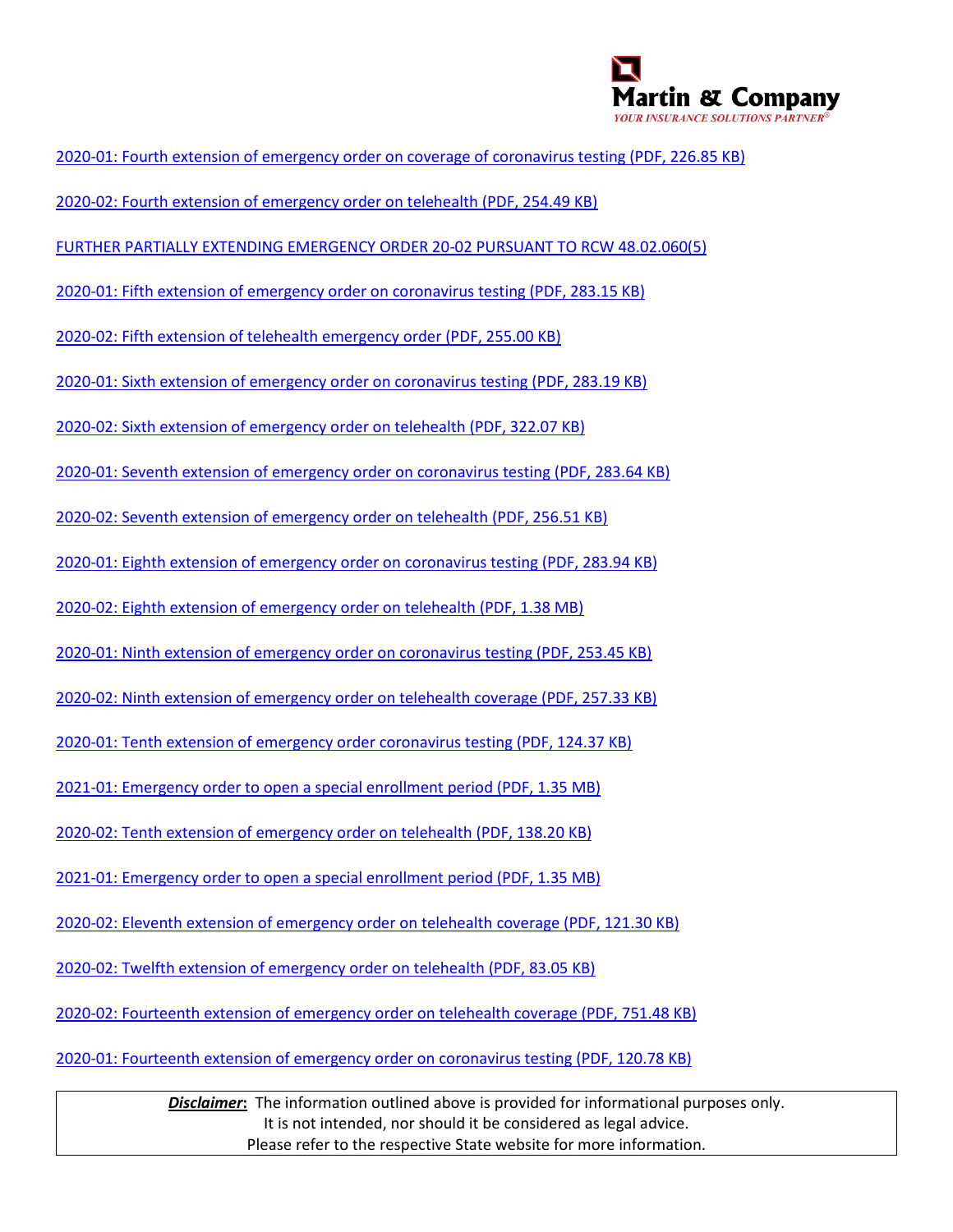2020-01: Fourth extension of emergency order on coverage of coronavirus testing (PDF, 226.85 KB)

2020-02: Fourth extension of emergency order on telehealth (PDF, 254.49 KB)

FURTHER PARTIALLY EXTENDING EMERGENCY ORDER 20-02 PURSUANT TO RCW 48.02.060(5)

2020-01: Fifth extension of emergency order on coronavirus testing (PDF, 283.15 KB)

2020-02: Fifth extension of telehealth emergency order (PDF, 255.00 KB)

2020-01: Sixth extension of emergency order on coronavirus testing (PDF, 283.19 KB)

2020-02: Sixth extension of emergency order on telehealth (PDF, 322.07 KB)

2020-01: Seventh extension of emergency order on coronavirus testing (PDF, 283.64 KB)

2020-02: Seventh extension of emergency order on telehealth (PDF, 256.51 KB)

2020-01: Eighth extension of emergency order on coronavirus testing (PDF, 283.94 KB)

2020-02: Eighth extension of emergency order on telehealth (PDF, 1.38 MB)

2020-01: Ninth extension of emergency order on coronavirus testing (PDF, 253.45 KB)

2020-02: Ninth extension of emergency order on telehealth coverage (PDF, 257.33 KB)

2020-01: Tenth extension of emergency order coronavirus testing (PDF, 124.37 KB)

2021-01: Emergency order to open a special enrollment period (PDF, 1.35 MB)

2020-02: Tenth extension of emergency order on telehealth (PDF, 138.20 KB)

2021-01: Emergency order to open a special enrollment period (PDF, 1.35 MB)

2020-02: Eleventh extension of emergency order on telehealth coverage (PDF, 121.30 KB)

2020-02: Twelfth extension of emergency order on telehealth (PDF, 83.05 KB)

2020-02: Fourteenth extension of emergency order on telehealth coverage (PDF, 751.48 KB)

2020-01: Fourteenth extension of emergency order on coronavirus testing (PDF, 120.78 KB)

***Disclaimer*:** The information outlined above is provided for informational purposes only. It is not intended, nor should it be considered as legal advice. Please refer to the respective State website for more information.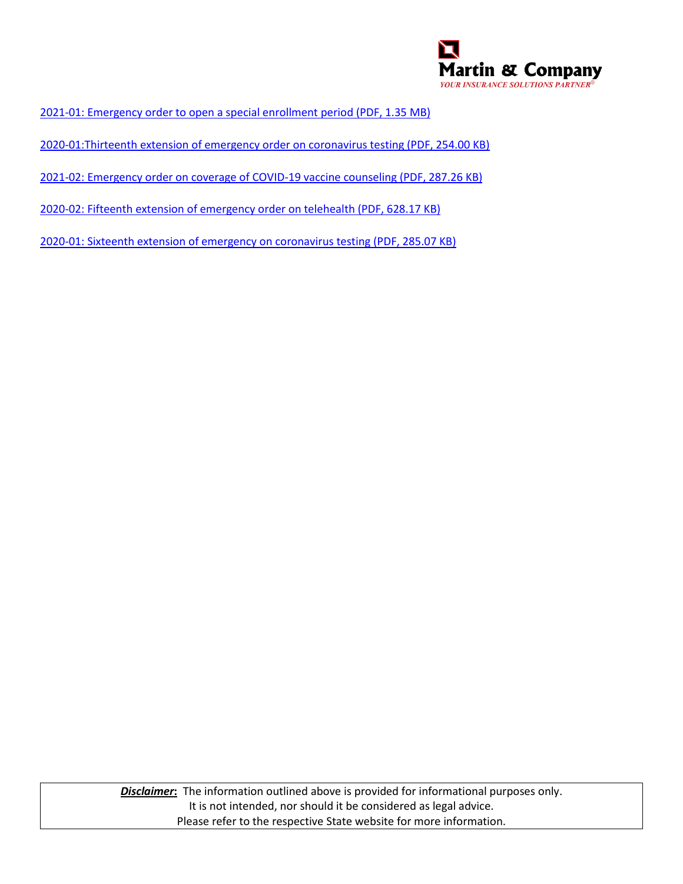2021-01: Emergency order to open a special enrollment period (PDF, 1.35 MB)

2020-01:Thirteenth extension of emergency order on coronavirus testing (PDF, 254.00 KB)

2021-02: Emergency order on coverage of COVID-19 vaccine counseling (PDF, 287.26 KB)

2020-02: Fifteenth extension of emergency order on telehealth (PDF, 628.17 KB)

2020-01: Sixteenth extension of emergency on coronavirus testing (PDF, 285.07 KB)

***Disclaimer*:** The information outlined above is provided for informational purposes only.
It is not intended, nor should it be considered as legal advice.
Please refer to the respective State website for more information.